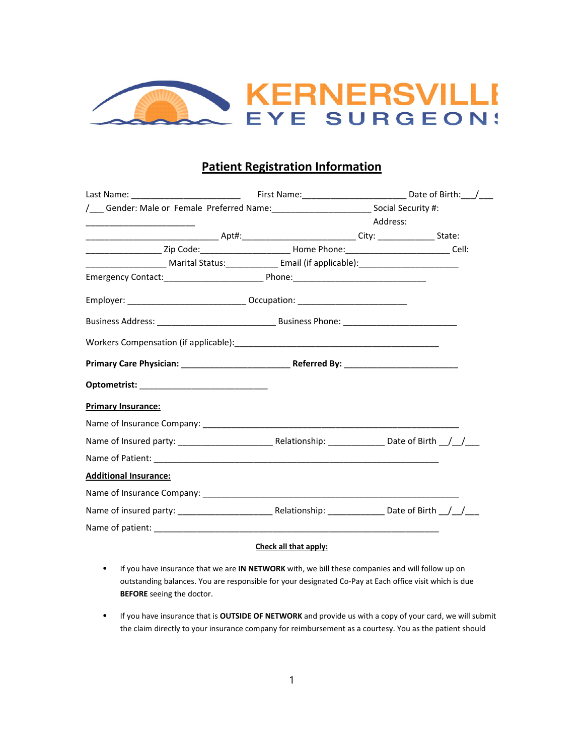KERNERSVILLE
EYE SURGEONS

## Patient Registration Information

Last Name: ________________________ First Name:_______________________ Date of Birth:___/___/___ Gender: Male or Female Preferred Name:______________________ Social Security #: ________________________ Address: _____________________________ Apt#:_________________________ City: ____________ State: ________________ Zip Code:____________________ Home Phone:______________________ Cell: __________________ Marital Status:___________ Email (if applicable):______________________

Emergency Contact:_____________________ Phone:____________________________

Employer: __________________________ Occupation: ________________________

Business Address: __________________________ Business Phone: _________________________

Workers Compensation (if applicable):_____________________________________________

**Primary Care Physician:** _______________________ **Referred By:** _________________________

**Optometrist:** ____________________________

**Primary Insurance:**

Name of Insurance Company: _______________________________________________________

Name of Insured party: ____________________ Relationship: ____________ Date of Birth __/__/___

Name of Patient: _____________________________________________________________

**Additional Insurance:**

Name of Insurance Company: _______________________________________________________

Name of insured party: ____________________ Relationship: ____________ Date of Birth __/__/___

Name of patient: _____________________________________________________________

**Check all that apply:**

- If you have insurance that we are **IN NETWORK** with, we bill these companies and will follow up on outstanding balances. You are responsible for your designated Co-Pay at Each office visit which is due **BEFORE** seeing the doctor.
- If you have insurance that is **OUTSIDE OF NETWORK** and provide us with a copy of your card, we will submit the claim directly to your insurance company for reimbursement as a courtesy. You as the patient should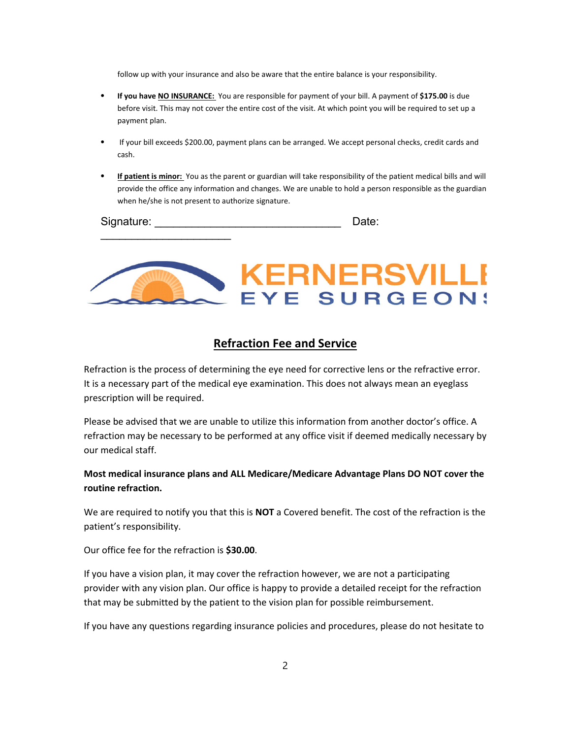follow up with your insurance and also be aware that the entire balance is your responsibility.

- **If you have NO INSURANCE:** You are responsible for payment of your bill. A payment of **$175.00** is due before visit. This may not cover the entire cost of the visit. At which point you will be required to set up a payment plan.

- If your bill exceeds $200.00, payment plans can be arranged. We accept personal checks, credit cards and cash.

- **If patient is minor:** You as the parent or guardian will take responsibility of the patient medical bills and will provide the office any information and changes. We are unable to hold a person responsible as the guardian when he/she is not present to authorize signature.

Signature: ______________________________ Date: ______________________

KERNERSVILLE EYE SURGEONS

## Refraction Fee and Service

Refraction is the process of determining the eye need for corrective lens or the refractive error. It is a necessary part of the medical eye examination. This does not always mean an eyeglass prescription will be required.

Please be advised that we are unable to utilize this information from another doctor's office. A refraction may be necessary to be performed at any office visit if deemed medically necessary by our medical staff.

**Most medical insurance plans and ALL Medicare/Medicare Advantage Plans DO NOT cover the routine refraction.**

We are required to notify you that this is **NOT** a Covered benefit. The cost of the refraction is the patient's responsibility.

Our office fee for the refraction is **$30.00**.

If you have a vision plan, it may cover the refraction however, we are not a participating provider with any vision plan. Our office is happy to provide a detailed receipt for the refraction that may be submitted by the patient to the vision plan for possible reimbursement.

If you have any questions regarding insurance policies and procedures, please do not hesitate to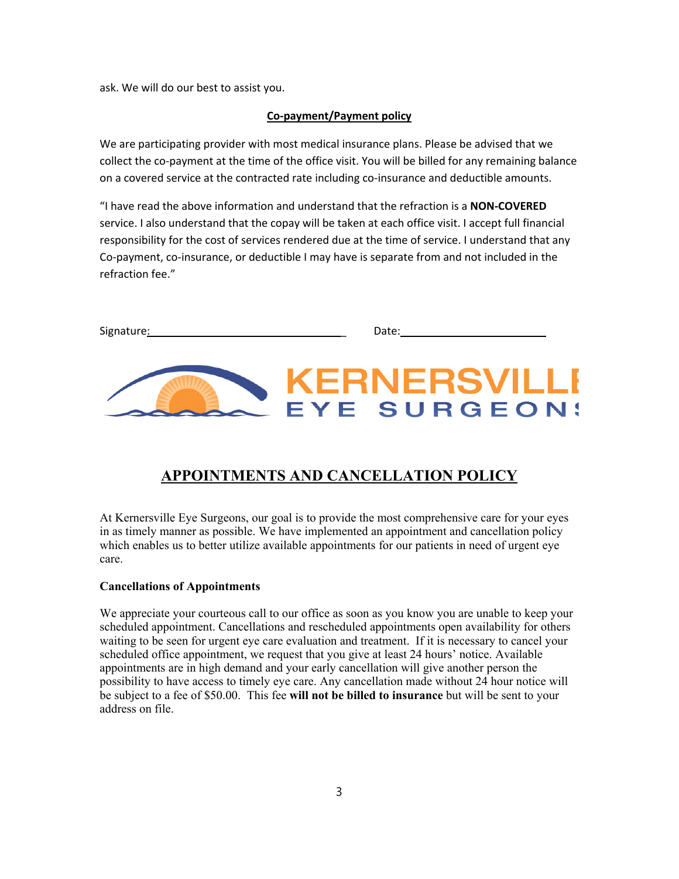ask. We will do our best to assist you.

**Co-payment/Payment policy**

We are participating provider with most medical insurance plans. Please be advised that we collect the co-payment at the time of the office visit. You will be billed for any remaining balance on a covered service at the contracted rate including co-insurance and deductible amounts.

"I have read the above information and understand that the refraction is a **NON-COVERED** service. I also understand that the copay will be taken at each office visit. I accept full financial responsibility for the cost of services rendered due at the time of service. I understand that any Co-payment, co-insurance, or deductible I may have is separate from and not included in the refraction fee."

Signature:_________________________________ Date:_________________________

KERNERSVILLE EYE SURGEONS

## APPOINTMENTS AND CANCELLATION POLICY

At Kernersville Eye Surgeons, our goal is to provide the most comprehensive care for your eyes in as timely manner as possible. We have implemented an appointment and cancellation policy which enables us to better utilize available appointments for our patients in need of urgent eye care.

**Cancellations of Appointments**

We appreciate your courteous call to our office as soon as you know you are unable to keep your scheduled appointment. Cancellations and rescheduled appointments open availability for others waiting to be seen for urgent eye care evaluation and treatment. If it is necessary to cancel your scheduled office appointment, we request that you give at least 24 hours' notice. Available appointments are in high demand and your early cancellation will give another person the possibility to have access to timely eye care. Any cancellation made without 24 hour notice will be subject to a fee of $50.00. This fee **will not be billed to insurance** but will be sent to your address on file.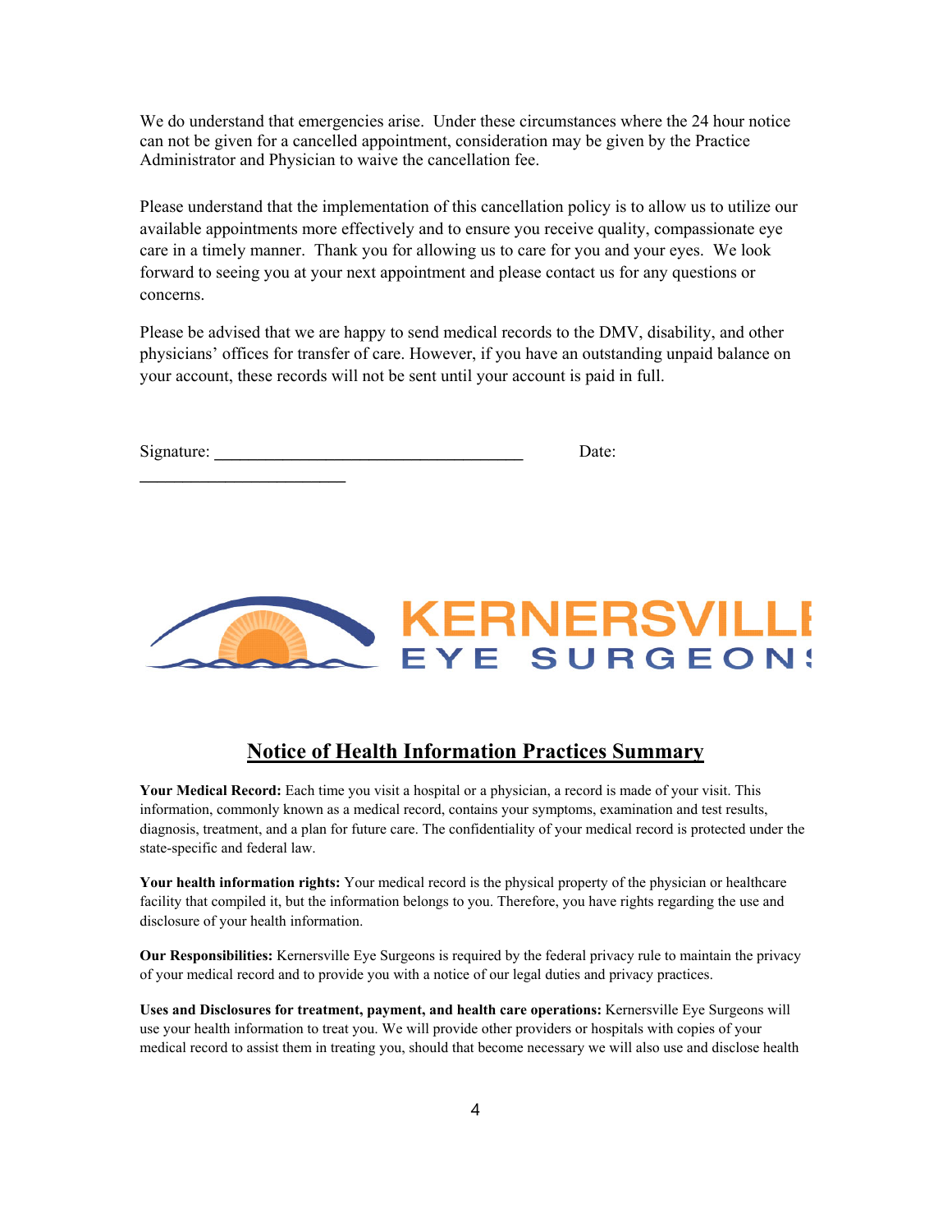We do understand that emergencies arise. Under these circumstances where the 24 hour notice can not be given for a cancelled appointment, consideration may be given by the Practice Administrator and Physician to waive the cancellation fee.

Please understand that the implementation of this cancellation policy is to allow us to utilize our available appointments more effectively and to ensure you receive quality, compassionate eye care in a timely manner. Thank you for allowing us to care for you and your eyes. We look forward to seeing you at your next appointment and please contact us for any questions or concerns.

Please be advised that we are happy to send medical records to the DMV, disability, and other physicians' offices for transfer of care. However, if you have an outstanding unpaid balance on your account, these records will not be sent until your account is paid in full.

Signature: ___________________________________ Date: ________________________

KERNERSVILLE EYE SURGEONS

## Notice of Health Information Practices Summary

**Your Medical Record:** Each time you visit a hospital or a physician, a record is made of your visit. This information, commonly known as a medical record, contains your symptoms, examination and test results, diagnosis, treatment, and a plan for future care. The confidentiality of your medical record is protected under the state-specific and federal law.

**Your health information rights:** Your medical record is the physical property of the physician or healthcare facility that compiled it, but the information belongs to you. Therefore, you have rights regarding the use and disclosure of your health information.

**Our Responsibilities:** Kernersville Eye Surgeons is required by the federal privacy rule to maintain the privacy of your medical record and to provide you with a notice of our legal duties and privacy practices.

**Uses and Disclosures for treatment, payment, and health care operations:** Kernersville Eye Surgeons will use your health information to treat you. We will provide other providers or hospitals with copies of your medical record to assist them in treating you, should that become necessary we will also use and disclose health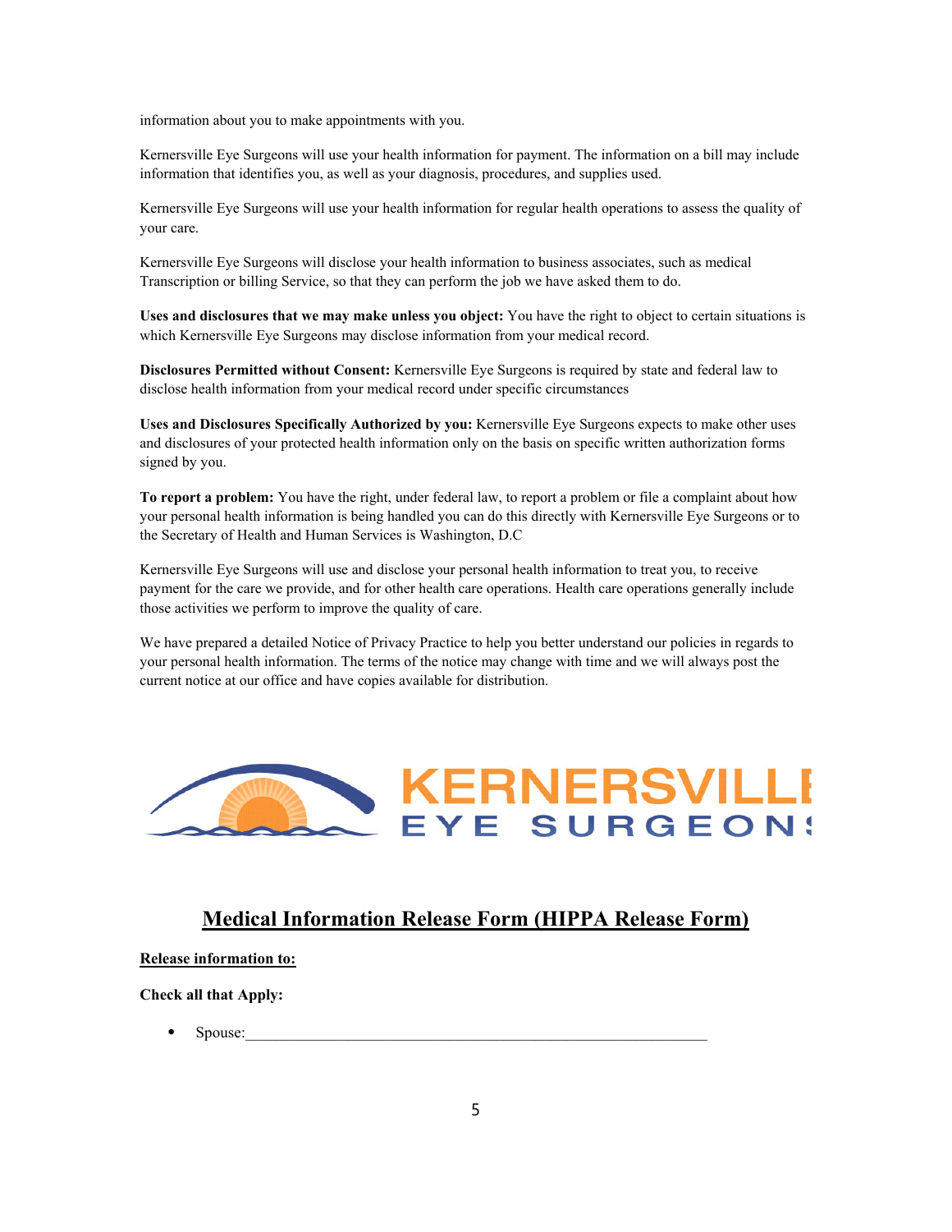information about you to make appointments with you.

Kernersville Eye Surgeons will use your health information for payment. The information on a bill may include information that identifies you, as well as your diagnosis, procedures, and supplies used.

Kernersville Eye Surgeons will use your health information for regular health operations to assess the quality of your care.

Kernersville Eye Surgeons will disclose your health information to business associates, such as medical Transcription or billing Service, so that they can perform the job we have asked them to do.

**Uses and disclosures that we may make unless you object:** You have the right to object to certain situations is which Kernersville Eye Surgeons may disclose information from your medical record.

**Disclosures Permitted without Consent:** Kernersville Eye Surgeons is required by state and federal law to disclose health information from your medical record under specific circumstances

**Uses and Disclosures Specifically Authorized by you:** Kernersville Eye Surgeons expects to make other uses and disclosures of your protected health information only on the basis on specific written authorization forms signed by you.

**To report a problem:** You have the right, under federal law, to report a problem or file a complaint about how your personal health information is being handled you can do this directly with Kernersville Eye Surgeons or to the Secretary of Health and Human Services is Washington, D.C

Kernersville Eye Surgeons will use and disclose your personal health information to treat you, to receive payment for the care we provide, and for other health care operations. Health care operations generally include those activities we perform to improve the quality of care.

We have prepared a detailed Notice of Privacy Practice to help you better understand our policies in regards to your personal health information. The terms of the notice may change with time and we will always post the current notice at our office and have copies available for distribution.

KERNERSVILLE
EYE SURGEONS

## Medical Information Release Form (HIPPA Release Form)

**Release information to:**

**Check all that Apply:**

- Spouse:_____________________________________________________________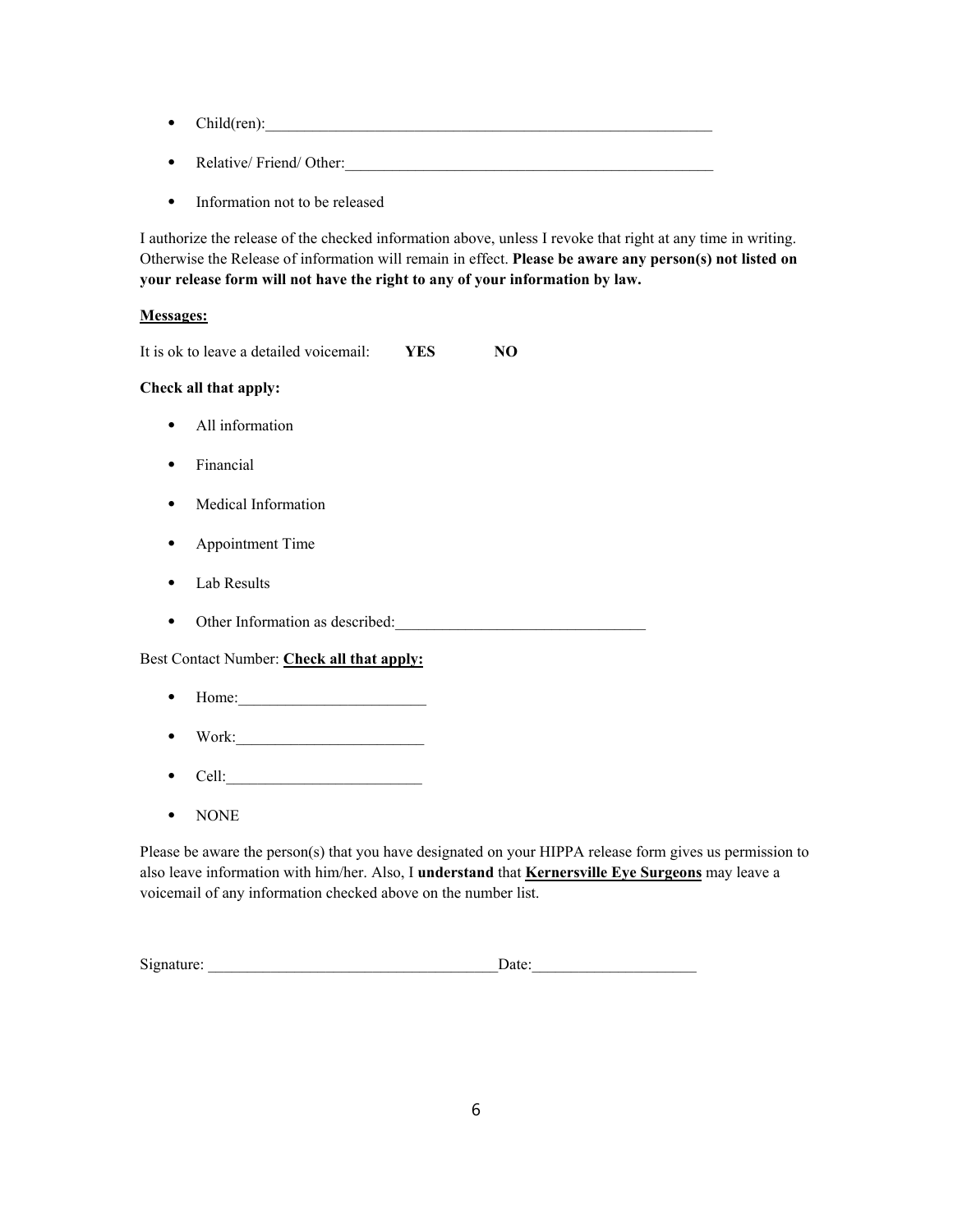- Child(ren):____________________________________________________________
- Relative/ Friend/ Other:__________________________________________________
- Information not to be released

I authorize the release of the checked information above, unless I revoke that right at any time in writing. Otherwise the Release of information will remain in effect. **Please be aware any person(s) not listed on your release form will not have the right to any of your information by law.**

**Messages:**

It is ok to leave a detailed voicemail: **YES** **NO**

**Check all that apply:**

- All information
- Financial
- Medical Information
- Appointment Time
- Lab Results
- Other Information as described:________________________________

Best Contact Number: **Check all that apply:**

- Home:________________________
- Work:________________________
- Cell:_________________________
- NONE

Please be aware the person(s) that you have designated on your HIPPA release form gives us permission to also leave information with him/her. Also, I **understand** that **Kernersville Eye Surgeons** may leave a voicemail of any information checked above on the number list.

Signature: ____________________________________Date:_____________________